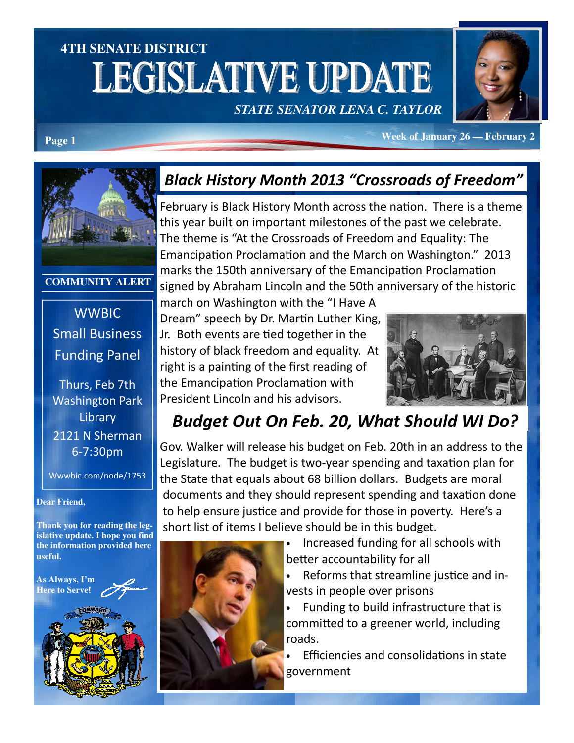# 4TH SENATE DISTRICT LEGISLATIVE UPDATE

*STATE SENATOR LENA C. TAYLOR*

Week of January 26 — February 2

**COMMUNITY ALERT**

WWBIC Small Business Funding Panel

Thurs, Feb 7th
Washington Park Library
2121 N Sherman
6-7:30pm

Wwwbic.com/node/1753

**Dear Friend,**

**Thank you for reading the legislative update. I hope you find the information provided here useful.**

**As Always, I'm Here to Serve!**

## *Black History Month 2013 "Crossroads of Freedom"*

February is Black History Month across the nation. There is a theme this year built on important milestones of the past we celebrate. The theme is "At the Crossroads of Freedom and Equality: The Emancipation Proclamation and the March on Washington." 2013 marks the 150th anniversary of the Emancipation Proclamation signed by Abraham Lincoln and the 50th anniversary of the historic march on Washington with the "I Have A Dream" speech by Dr. Martin Luther King, Jr. Both events are tied together in the history of black freedom and equality. At right is a painting of the first reading of the Emancipation Proclamation with President Lincoln and his advisors.

## *Budget Out On Feb. 20, What Should WI Do?*

Gov. Walker will release his budget on Feb. 20th in an address to the Legislature. The budget is two-year spending and taxation plan for the State that equals about 68 billion dollars. Budgets are moral documents and they should represent spending and taxation done to help ensure justice and provide for those in poverty. Here's a short list of items I believe should be in this budget.

- Increased funding for all schools with better accountability for all
- Reforms that streamline justice and invests in people over prisons
- Funding to build infrastructure that is committed to a greener world, including roads.
- Efficiencies and consolidations in state government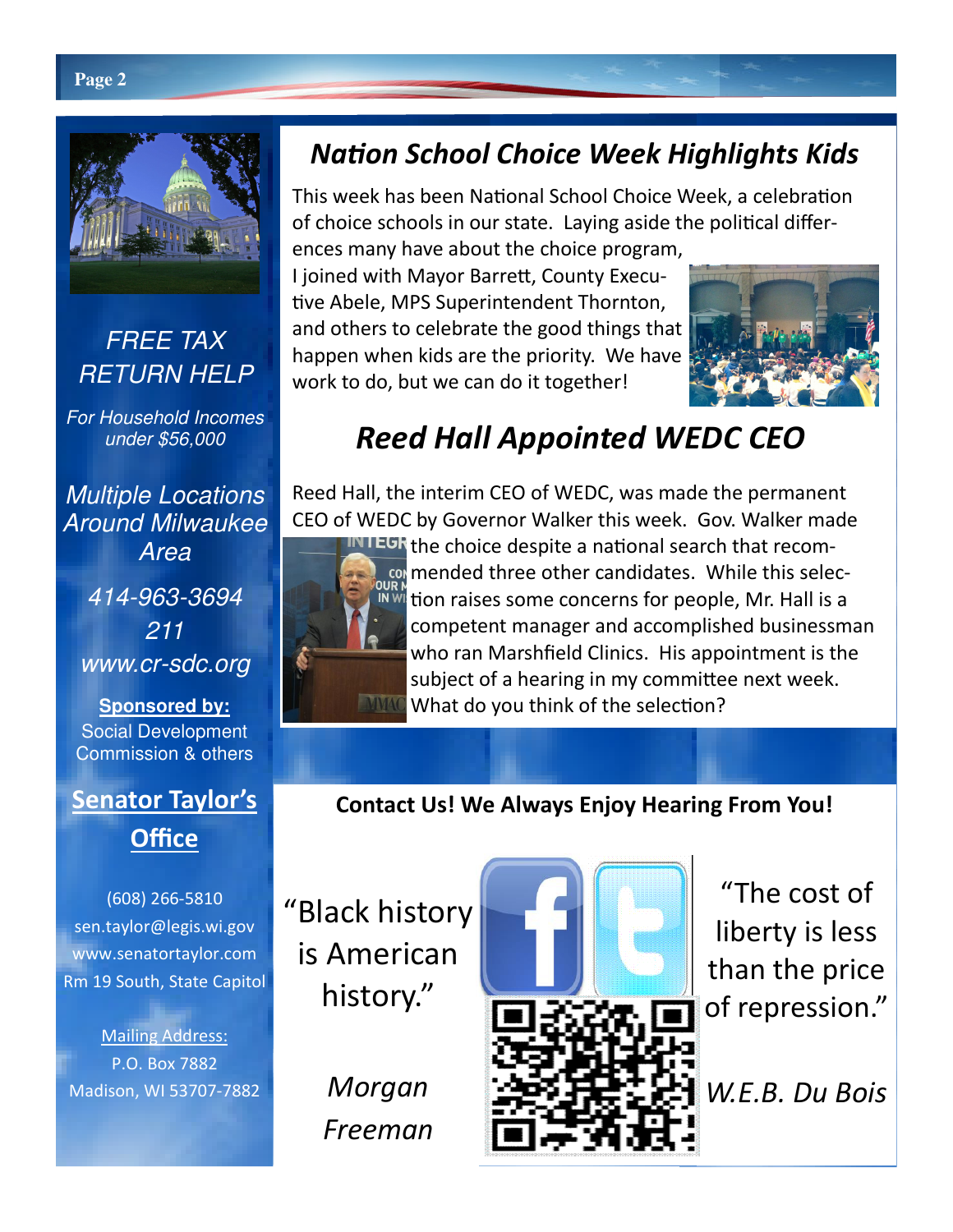# Nation School Choice Week Highlights Kids

This week has been National School Choice Week, a celebration of choice schools in our state. Laying aside the political differences many have about the choice program, I joined with Mayor Barrett, County Executive Abele, MPS Superintendent Thornton, and others to celebrate the good things that happen when kids are the priority. We have work to do, but we can do it together!

# Reed Hall Appointed WEDC CEO

Reed Hall, the interim CEO of WEDC, was made the permanent CEO of WEDC by Governor Walker this week. Gov. Walker made the choice despite a national search that recommended three other candidates. While this selection raises some concerns for people, Mr. Hall is a competent manager and accomplished businessman who ran Marshfield Clinics. His appointment is the subject of a hearing in my committee next week. What do you think of the selection?

*FREE TAX RETURN HELP*

*For Household Incomes under $56,000*

*Multiple Locations Around Milwaukee Area*

*414-963-3694*
*211*
*www.cr-sdc.org*

**Sponsored by:**
Social Development Commission & others

## Senator Taylor's Office

(608) 266-5810
sen.taylor@legis.wi.gov
www.senatortaylor.com
Rm 19 South, State Capitol

Mailing Address:
P.O. Box 7882
Madison, WI 53707-7882

**Contact Us! We Always Enjoy Hearing From You!**

"Black history is American history."

*Morgan Freeman*

"The cost of liberty is less than the price of repression."

*W.E.B. Du Bois*